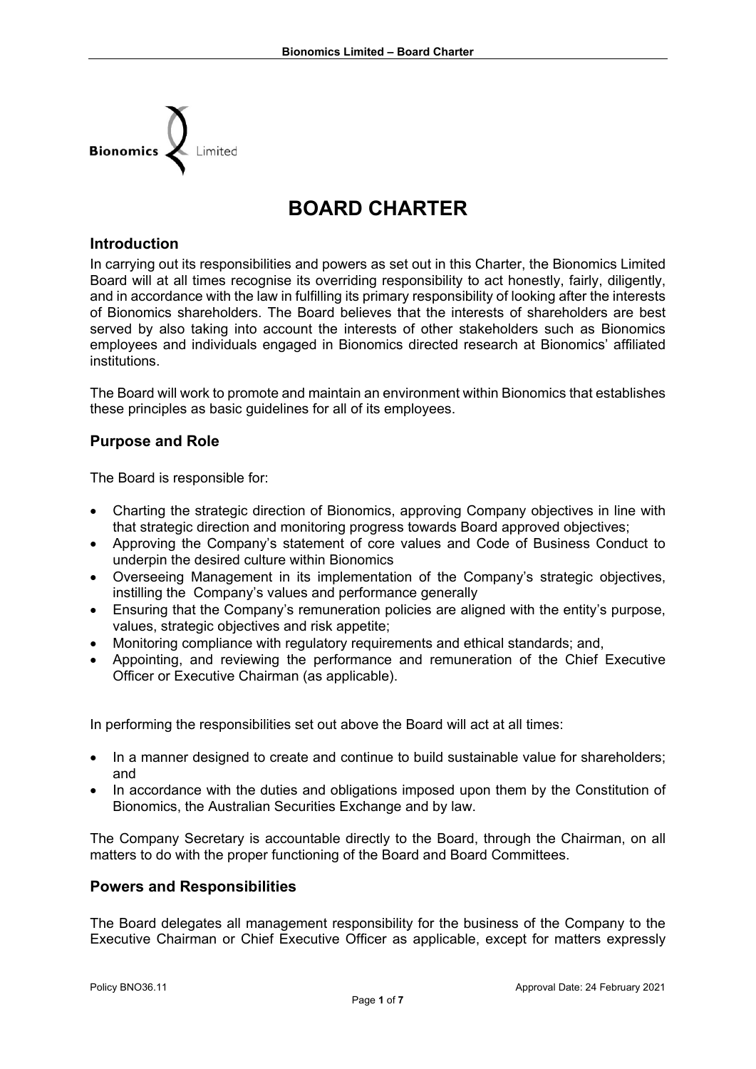# BOARD CHARTER

## Introduction

In carrying out its responsibilities and powers as set out in this Charter, the Bionomics Limited Board will at all times recognise its overriding responsibility to act honestly, fairly, diligently, and in accordance with the law in fulfilling its primary responsibility of looking after the interests of Bionomics shareholders. The Board believes that the interests of shareholders are best served by also taking into account the interests of other stakeholders such as Bionomics employees and individuals engaged in Bionomics directed research at Bionomics' affiliated institutions.

The Board will work to promote and maintain an environment within Bionomics that establishes these principles as basic guidelines for all of its employees.

## Purpose and Role

The Board is responsible for:

- Charting the strategic direction of Bionomics, approving Company objectives in line with that strategic direction and monitoring progress towards Board approved objectives;
- Approving the Company's statement of core values and Code of Business Conduct to underpin the desired culture within Bionomics
- Overseeing Management in its implementation of the Company's strategic objectives, instilling the Company's values and performance generally
- Ensuring that the Company's remuneration policies are aligned with the entity's purpose, values, strategic objectives and risk appetite;
- Monitoring compliance with regulatory requirements and ethical standards; and,
- Appointing, and reviewing the performance and remuneration of the Chief Executive Officer or Executive Chairman (as applicable).

In performing the responsibilities set out above the Board will act at all times:

- In a manner designed to create and continue to build sustainable value for shareholders; and
- In accordance with the duties and obligations imposed upon them by the Constitution of Bionomics, the Australian Securities Exchange and by law.

The Company Secretary is accountable directly to the Board, through the Chairman, on all matters to do with the proper functioning of the Board and Board Committees.

## Powers and Responsibilities

The Board delegates all management responsibility for the business of the Company to the Executive Chairman or Chief Executive Officer as applicable, except for matters expressly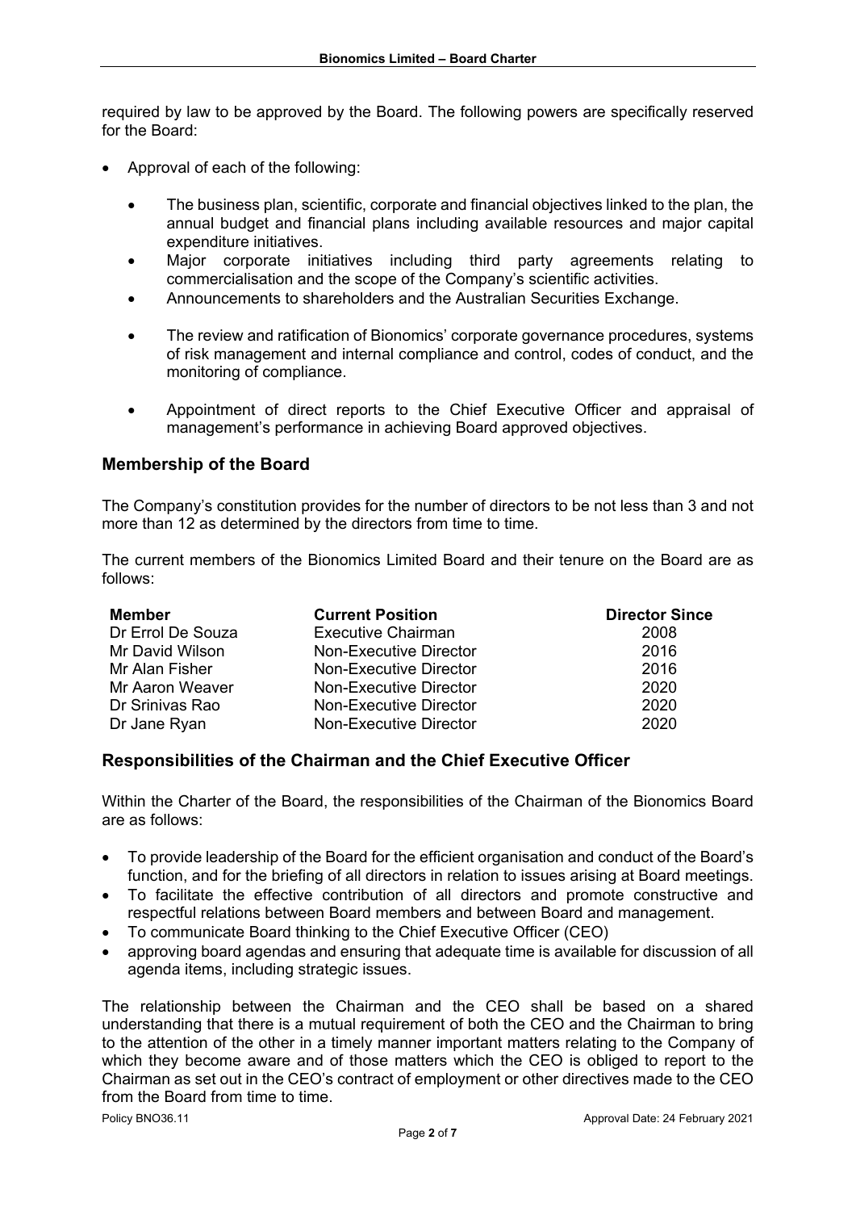required by law to be approved by the Board. The following powers are specifically reserved for the Board:

- Approval of each of the following:
  - The business plan, scientific, corporate and financial objectives linked to the plan, the annual budget and financial plans including available resources and major capital expenditure initiatives.
  - Major corporate initiatives including third party agreements relating to commercialisation and the scope of the Company's scientific activities.
  - Announcements to shareholders and the Australian Securities Exchange.
  - The review and ratification of Bionomics' corporate governance procedures, systems of risk management and internal compliance and control, codes of conduct, and the monitoring of compliance.
  - Appointment of direct reports to the Chief Executive Officer and appraisal of management's performance in achieving Board approved objectives.

## Membership of the Board

The Company's constitution provides for the number of directors to be not less than 3 and not more than 12 as determined by the directors from time to time.

The current members of the Bionomics Limited Board and their tenure on the Board are as follows:

| Member | Current Position | Director Since |
|---|---|---|
| Dr Errol De Souza | Executive Chairman | 2008 |
| Mr David Wilson | Non-Executive Director | 2016 |
| Mr Alan Fisher | Non-Executive Director | 2016 |
| Mr Aaron Weaver | Non-Executive Director | 2020 |
| Dr Srinivas Rao | Non-Executive Director | 2020 |
| Dr Jane Ryan | Non-Executive Director | 2020 |

## Responsibilities of the Chairman and the Chief Executive Officer

Within the Charter of the Board, the responsibilities of the Chairman of the Bionomics Board are as follows:

- To provide leadership of the Board for the efficient organisation and conduct of the Board's function, and for the briefing of all directors in relation to issues arising at Board meetings.
- To facilitate the effective contribution of all directors and promote constructive and respectful relations between Board members and between Board and management.
- To communicate Board thinking to the Chief Executive Officer (CEO)
- approving board agendas and ensuring that adequate time is available for discussion of all agenda items, including strategic issues.

The relationship between the Chairman and the CEO shall be based on a shared understanding that there is a mutual requirement of both the CEO and the Chairman to bring to the attention of the other in a timely manner important matters relating to the Company of which they become aware and of those matters which the CEO is obliged to report to the Chairman as set out in the CEO's contract of employment or other directives made to the CEO from the Board from time to time.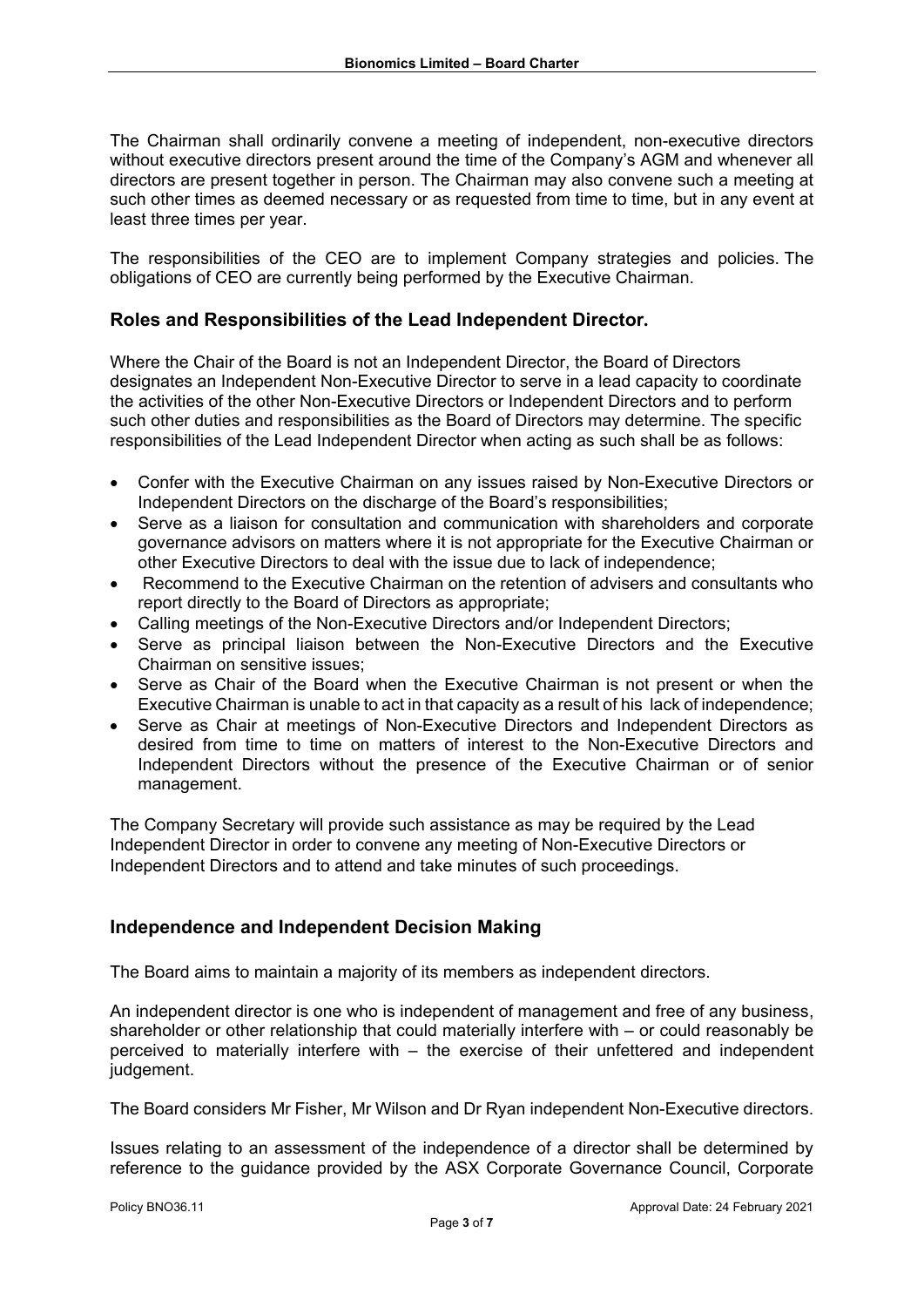The Chairman shall ordinarily convene a meeting of independent, non-executive directors without executive directors present around the time of the Company's AGM and whenever all directors are present together in person. The Chairman may also convene such a meeting at such other times as deemed necessary or as requested from time to time, but in any event at least three times per year.

The responsibilities of the CEO are to implement Company strategies and policies. The obligations of CEO are currently being performed by the Executive Chairman.

## Roles and Responsibilities of the Lead Independent Director.

Where the Chair of the Board is not an Independent Director, the Board of Directors designates an Independent Non-Executive Director to serve in a lead capacity to coordinate the activities of the other Non-Executive Directors or Independent Directors and to perform such other duties and responsibilities as the Board of Directors may determine. The specific responsibilities of the Lead Independent Director when acting as such shall be as follows:

- Confer with the Executive Chairman on any issues raised by Non-Executive Directors or Independent Directors on the discharge of the Board's responsibilities;
- Serve as a liaison for consultation and communication with shareholders and corporate governance advisors on matters where it is not appropriate for the Executive Chairman or other Executive Directors to deal with the issue due to lack of independence;
- Recommend to the Executive Chairman on the retention of advisers and consultants who report directly to the Board of Directors as appropriate;
- Calling meetings of the Non-Executive Directors and/or Independent Directors;
- Serve as principal liaison between the Non-Executive Directors and the Executive Chairman on sensitive issues;
- Serve as Chair of the Board when the Executive Chairman is not present or when the Executive Chairman is unable to act in that capacity as a result of his lack of independence;
- Serve as Chair at meetings of Non-Executive Directors and Independent Directors as desired from time to time on matters of interest to the Non-Executive Directors and Independent Directors without the presence of the Executive Chairman or of senior management.

The Company Secretary will provide such assistance as may be required by the Lead Independent Director in order to convene any meeting of Non-Executive Directors or Independent Directors and to attend and take minutes of such proceedings.

## Independence and Independent Decision Making

The Board aims to maintain a majority of its members as independent directors.

An independent director is one who is independent of management and free of any business, shareholder or other relationship that could materially interfere with – or could reasonably be perceived to materially interfere with – the exercise of their unfettered and independent judgement.

The Board considers Mr Fisher, Mr Wilson and Dr Ryan independent Non-Executive directors.

Issues relating to an assessment of the independence of a director shall be determined by reference to the guidance provided by the ASX Corporate Governance Council, Corporate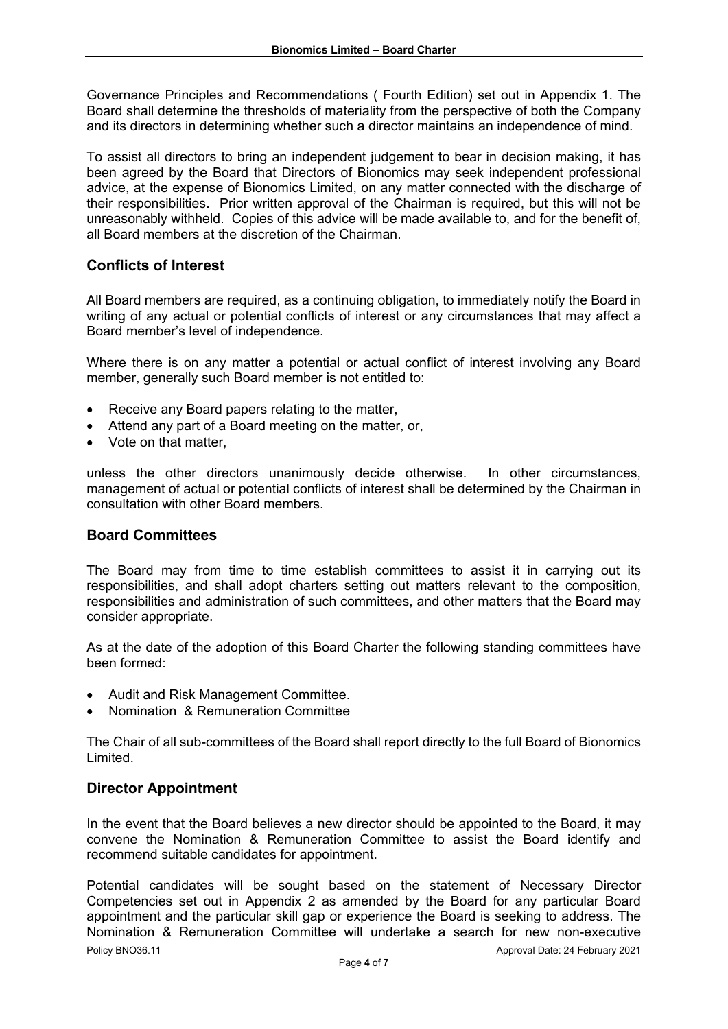Governance Principles and Recommendations ( Fourth Edition) set out in Appendix 1. The Board shall determine the thresholds of materiality from the perspective of both the Company and its directors in determining whether such a director maintains an independence of mind.

To assist all directors to bring an independent judgement to bear in decision making, it has been agreed by the Board that Directors of Bionomics may seek independent professional advice, at the expense of Bionomics Limited, on any matter connected with the discharge of their responsibilities. Prior written approval of the Chairman is required, but this will not be unreasonably withheld. Copies of this advice will be made available to, and for the benefit of, all Board members at the discretion of the Chairman.

## Conflicts of Interest

All Board members are required, as a continuing obligation, to immediately notify the Board in writing of any actual or potential conflicts of interest or any circumstances that may affect a Board member's level of independence.

Where there is on any matter a potential or actual conflict of interest involving any Board member, generally such Board member is not entitled to:

- Receive any Board papers relating to the matter,
- Attend any part of a Board meeting on the matter, or,
- Vote on that matter,

unless the other directors unanimously decide otherwise. In other circumstances, management of actual or potential conflicts of interest shall be determined by the Chairman in consultation with other Board members.

## Board Committees

The Board may from time to time establish committees to assist it in carrying out its responsibilities, and shall adopt charters setting out matters relevant to the composition, responsibilities and administration of such committees, and other matters that the Board may consider appropriate.

As at the date of the adoption of this Board Charter the following standing committees have been formed:

- Audit and Risk Management Committee.
- Nomination & Remuneration Committee

The Chair of all sub-committees of the Board shall report directly to the full Board of Bionomics Limited.

## Director Appointment

In the event that the Board believes a new director should be appointed to the Board, it may convene the Nomination & Remuneration Committee to assist the Board identify and recommend suitable candidates for appointment.

Potential candidates will be sought based on the statement of Necessary Director Competencies set out in Appendix 2 as amended by the Board for any particular Board appointment and the particular skill gap or experience the Board is seeking to address. The Nomination & Remuneration Committee will undertake a search for new non-executive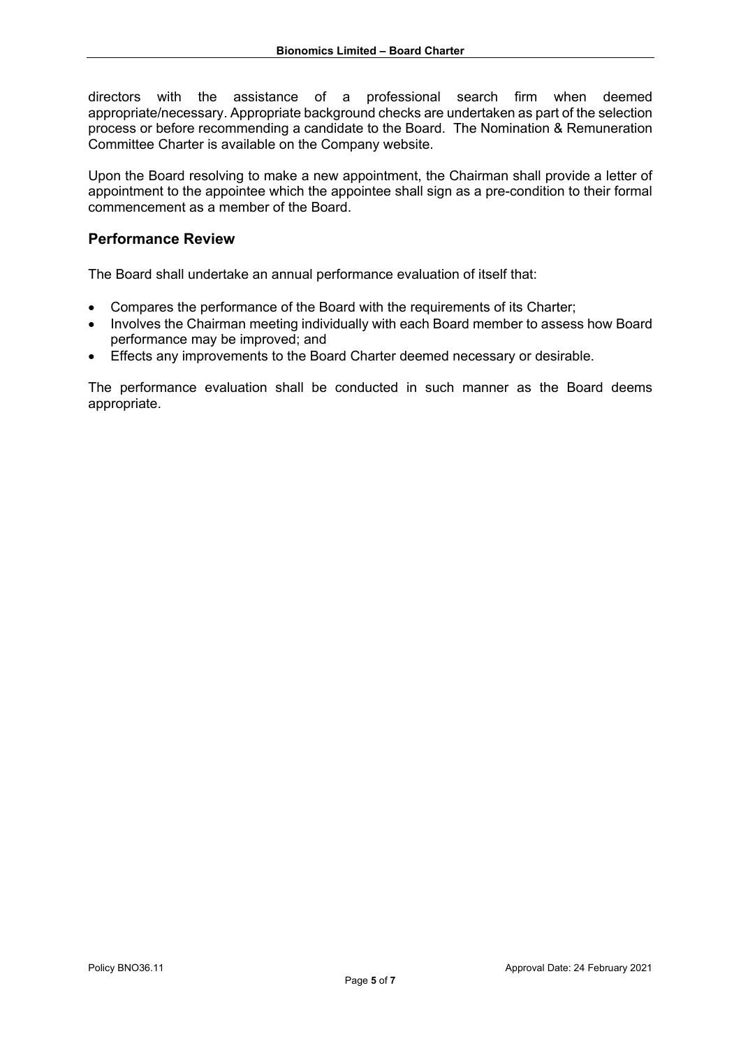directors with the assistance of a professional search firm when deemed appropriate/necessary. Appropriate background checks are undertaken as part of the selection process or before recommending a candidate to the Board. The Nomination & Remuneration Committee Charter is available on the Company website.

Upon the Board resolving to make a new appointment, the Chairman shall provide a letter of appointment to the appointee which the appointee shall sign as a pre-condition to their formal commencement as a member of the Board.

## Performance Review

The Board shall undertake an annual performance evaluation of itself that:

- Compares the performance of the Board with the requirements of its Charter;
- Involves the Chairman meeting individually with each Board member to assess how Board performance may be improved; and
- Effects any improvements to the Board Charter deemed necessary or desirable.

The performance evaluation shall be conducted in such manner as the Board deems appropriate.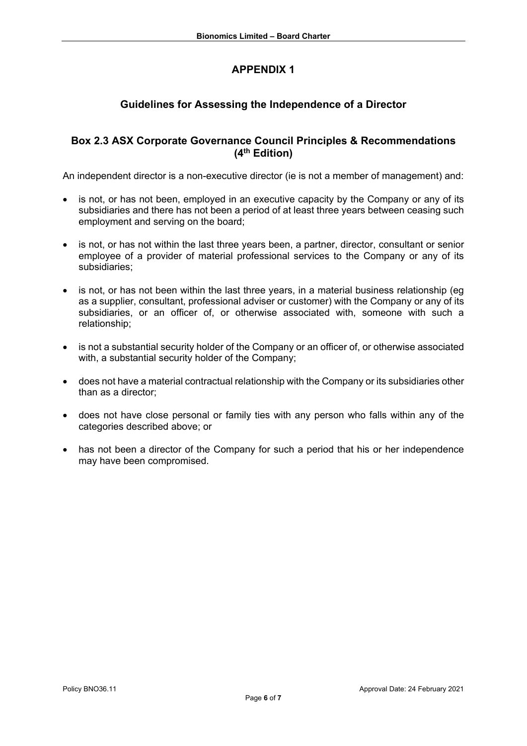# APPENDIX 1

## Guidelines for Assessing the Independence of a Director

## Box 2.3 ASX Corporate Governance Council Principles & Recommendations (4th Edition)

An independent director is a non-executive director (ie is not a member of management) and:

- is not, or has not been, employed in an executive capacity by the Company or any of its subsidiaries and there has not been a period of at least three years between ceasing such employment and serving on the board;
- is not, or has not within the last three years been, a partner, director, consultant or senior employee of a provider of material professional services to the Company or any of its subsidiaries;
- is not, or has not been within the last three years, in a material business relationship (eg as a supplier, consultant, professional adviser or customer) with the Company or any of its subsidiaries, or an officer of, or otherwise associated with, someone with such a relationship;
- is not a substantial security holder of the Company or an officer of, or otherwise associated with, a substantial security holder of the Company;
- does not have a material contractual relationship with the Company or its subsidiaries other than as a director;
- does not have close personal or family ties with any person who falls within any of the categories described above; or
- has not been a director of the Company for such a period that his or her independence may have been compromised.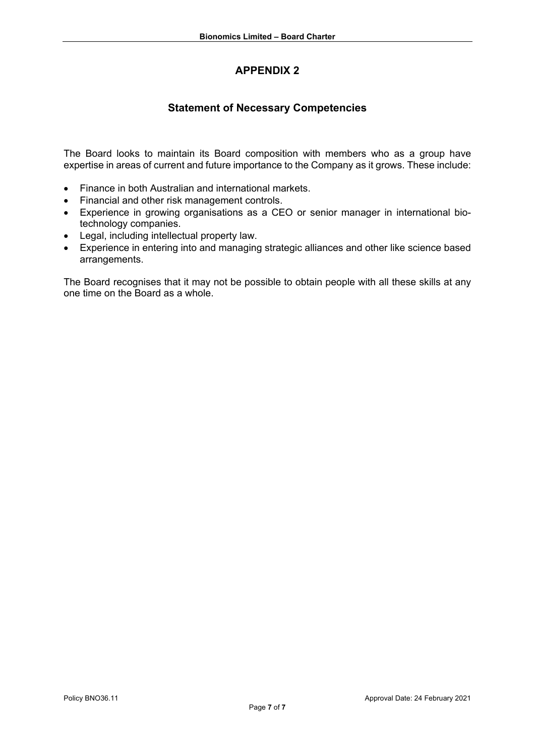# APPENDIX 2

## Statement of Necessary Competencies

The Board looks to maintain its Board composition with members who as a group have expertise in areas of current and future importance to the Company as it grows. These include:

- Finance in both Australian and international markets.
- Financial and other risk management controls.
- Experience in growing organisations as a CEO or senior manager in international bio-technology companies.
- Legal, including intellectual property law.
- Experience in entering into and managing strategic alliances and other like science based arrangements.

The Board recognises that it may not be possible to obtain people with all these skills at any one time on the Board as a whole.